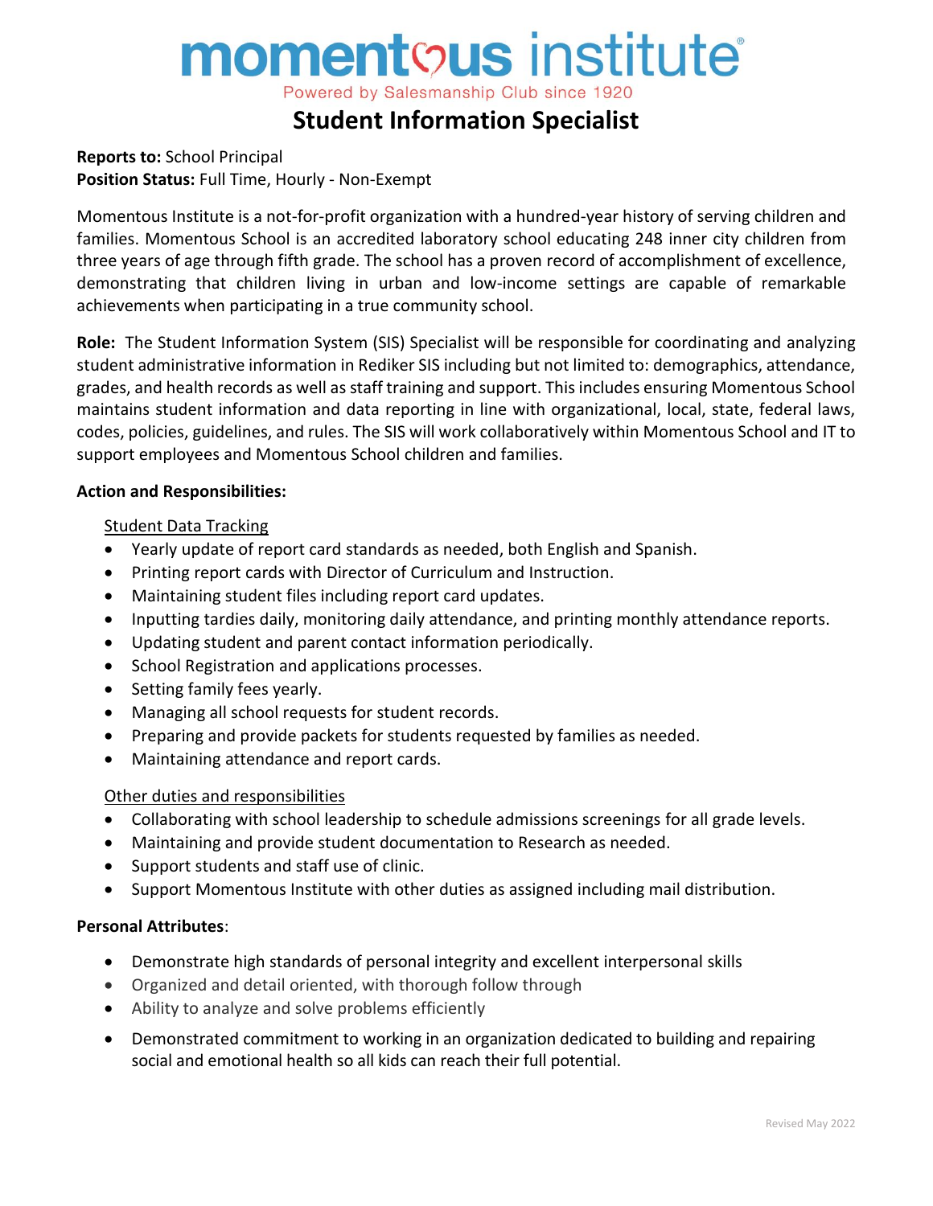# momentous institute

Powered by Salesmanship Club since 1920

## Student Information Specialist

**Reports to:** School Principal
**Position Status:** Full Time, Hourly - Non-Exempt

Momentous Institute is a not-for-profit organization with a hundred-year history of serving children and families. Momentous School is an accredited laboratory school educating 248 inner city children from three years of age through fifth grade. The school has a proven record of accomplishment of excellence, demonstrating that children living in urban and low-income settings are capable of remarkable achievements when participating in a true community school.

**Role:** The Student Information System (SIS) Specialist will be responsible for coordinating and analyzing student administrative information in Rediker SIS including but not limited to: demographics, attendance, grades, and health records as well as staff training and support. This includes ensuring Momentous School maintains student information and data reporting in line with organizational, local, state, federal laws, codes, policies, guidelines, and rules. The SIS will work collaboratively within Momentous School and IT to support employees and Momentous School children and families.

**Action and Responsibilities:**

Student Data Tracking

- Yearly update of report card standards as needed, both English and Spanish.
- Printing report cards with Director of Curriculum and Instruction.
- Maintaining student files including report card updates.
- Inputting tardies daily, monitoring daily attendance, and printing monthly attendance reports.
- Updating student and parent contact information periodically.
- School Registration and applications processes.
- Setting family fees yearly.
- Managing all school requests for student records.
- Preparing and provide packets for students requested by families as needed.
- Maintaining attendance and report cards.

Other duties and responsibilities

- Collaborating with school leadership to schedule admissions screenings for all grade levels.
- Maintaining and provide student documentation to Research as needed.
- Support students and staff use of clinic.
- Support Momentous Institute with other duties as assigned including mail distribution.

**Personal Attributes**:

- Demonstrate high standards of personal integrity and excellent interpersonal skills
- Organized and detail oriented, with thorough follow through
- Ability to analyze and solve problems efficiently
- Demonstrated commitment to working in an organization dedicated to building and repairing social and emotional health so all kids can reach their full potential.

Revised May 2022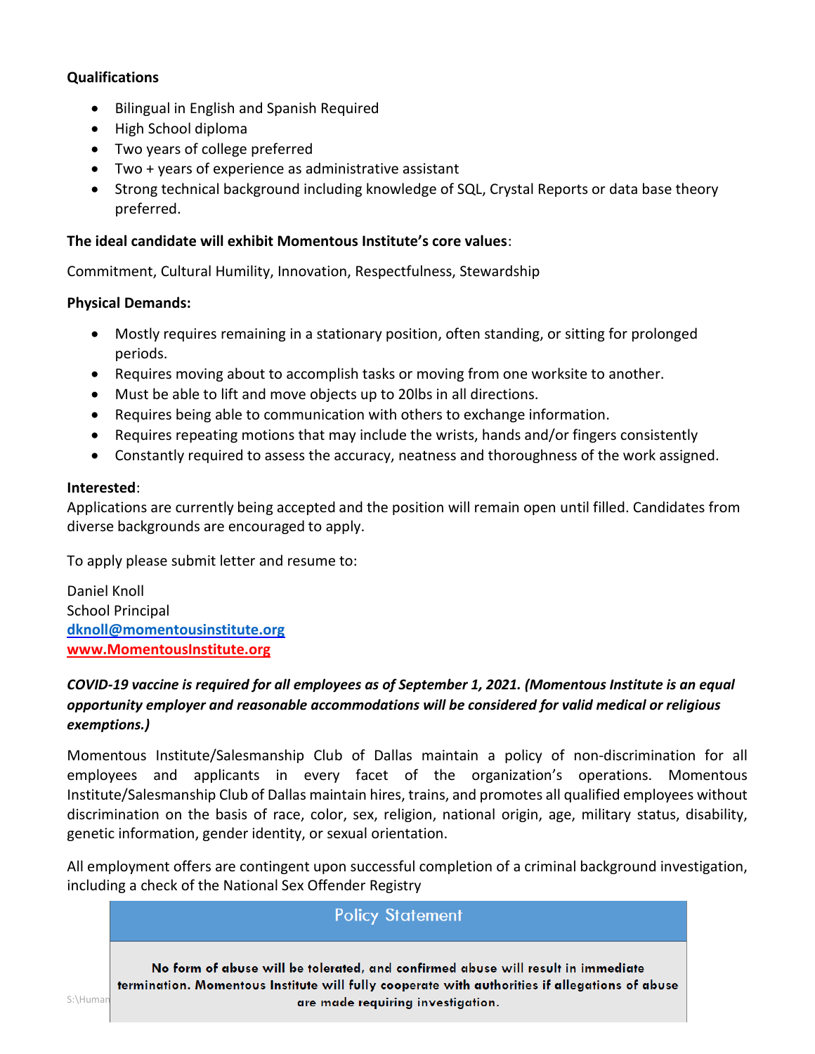**Qualifications**

- Bilingual in English and Spanish Required
- High School diploma
- Two years of college preferred
- Two + years of experience as administrative assistant
- Strong technical background including knowledge of SQL, Crystal Reports or data base theory preferred.

**The ideal candidate will exhibit Momentous Institute's core values**:

Commitment, Cultural Humility, Innovation, Respectfulness, Stewardship

**Physical Demands:**

- Mostly requires remaining in a stationary position, often standing, or sitting for prolonged periods.
- Requires moving about to accomplish tasks or moving from one worksite to another.
- Must be able to lift and move objects up to 20lbs in all directions.
- Requires being able to communication with others to exchange information.
- Requires repeating motions that may include the wrists, hands and/or fingers consistently
- Constantly required to assess the accuracy, neatness and thoroughness of the work assigned.

**Interested**:
Applications are currently being accepted and the position will remain open until filled. Candidates from diverse backgrounds are encouraged to apply.

To apply please submit letter and resume to:

Daniel Knoll
School Principal
dknoll@momentousinstitute.org
www.MomentousInstitute.org

***COVID-19 vaccine is required for all employees as of September 1, 2021. (Momentous Institute is an equal opportunity employer and reasonable accommodations will be considered for valid medical or religious exemptions.)***

Momentous Institute/Salesmanship Club of Dallas maintain a policy of non-discrimination for all employees and applicants in every facet of the organization's operations. Momentous Institute/Salesmanship Club of Dallas maintain hires, trains, and promotes all qualified employees without discrimination on the basis of race, color, sex, religion, national origin, age, military status, disability, genetic information, gender identity, or sexual orientation.

All employment offers are contingent upon successful completion of a criminal background investigation, including a check of the National Sex Offender Registry

| Policy Statement |
| --- |
| **No form of abuse will be tolerated, and confirmed abuse will result in immediate termination. Momentous Institute will fully cooperate with authorities if allegations of abuse are made requiring investigation.** |